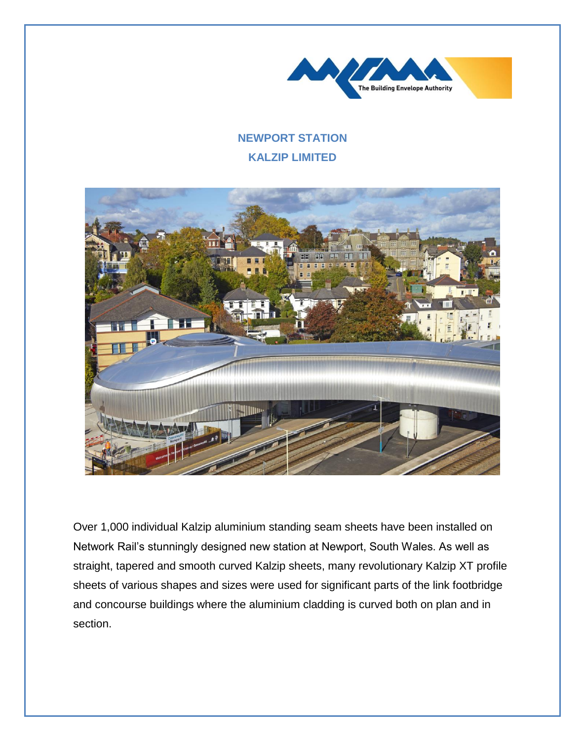## NEWPORT STATION

## KALZIP LIMITED

Over 1,000 individual Kalzip aluminium standing seam sheets have been installed on Network Rail's stunningly designed new station at Newport, South Wales. As well as straight, tapered and smooth curved Kalzip sheets, many revolutionary Kalzip XT profile sheets of various shapes and sizes were used for significant parts of the link footbridge and concourse buildings where the aluminium cladding is curved both on plan and in section.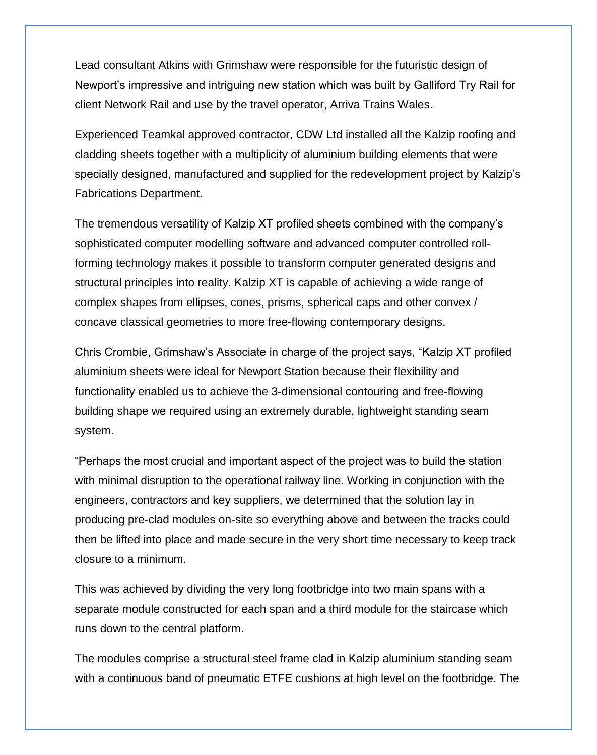Lead consultant Atkins with Grimshaw were responsible for the futuristic design of Newport's impressive and intriguing new station which was built by Galliford Try Rail for client Network Rail and use by the travel operator, Arriva Trains Wales.

Experienced Teamkal approved contractor, CDW Ltd installed all the Kalzip roofing and cladding sheets together with a multiplicity of aluminium building elements that were specially designed, manufactured and supplied for the redevelopment project by Kalzip's Fabrications Department.

The tremendous versatility of Kalzip XT profiled sheets combined with the company's sophisticated computer modelling software and advanced computer controlled roll-forming technology makes it possible to transform computer generated designs and structural principles into reality. Kalzip XT is capable of achieving a wide range of complex shapes from ellipses, cones, prisms, spherical caps and other convex / concave classical geometries to more free-flowing contemporary designs.

Chris Crombie, Grimshaw's Associate in charge of the project says, "Kalzip XT profiled aluminium sheets were ideal for Newport Station because their flexibility and functionality enabled us to achieve the 3-dimensional contouring and free-flowing building shape we required using an extremely durable, lightweight standing seam system.

"Perhaps the most crucial and important aspect of the project was to build the station with minimal disruption to the operational railway line. Working in conjunction with the engineers, contractors and key suppliers, we determined that the solution lay in producing pre-clad modules on-site so everything above and between the tracks could then be lifted into place and made secure in the very short time necessary to keep track closure to a minimum.

This was achieved by dividing the very long footbridge into two main spans with a separate module constructed for each span and a third module for the staircase which runs down to the central platform.

The modules comprise a structural steel frame clad in Kalzip aluminium standing seam with a continuous band of pneumatic ETFE cushions at high level on the footbridge. The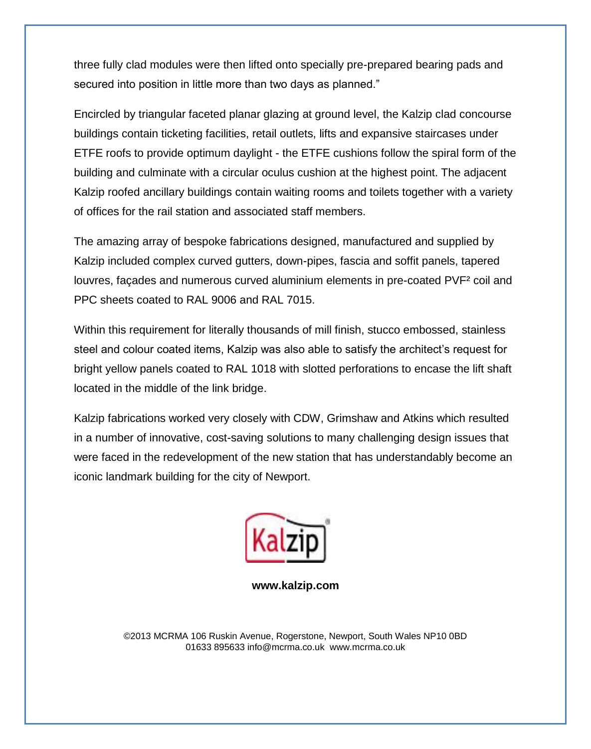three fully clad modules were then lifted onto specially pre-prepared bearing pads and secured into position in little more than two days as planned."

Encircled by triangular faceted planar glazing at ground level, the Kalzip clad concourse buildings contain ticketing facilities, retail outlets, lifts and expansive staircases under ETFE roofs to provide optimum daylight - the ETFE cushions follow the spiral form of the building and culminate with a circular oculus cushion at the highest point. The adjacent Kalzip roofed ancillary buildings contain waiting rooms and toilets together with a variety of offices for the rail station and associated staff members.

The amazing array of bespoke fabrications designed, manufactured and supplied by Kalzip included complex curved gutters, down-pipes, fascia and soffit panels, tapered louvres, façades and numerous curved aluminium elements in pre-coated $PVF^2$ coil and PPC sheets coated to RAL 9006 and RAL 7015.

Within this requirement for literally thousands of mill finish, stucco embossed, stainless steel and colour coated items, Kalzip was also able to satisfy the architect's request for bright yellow panels coated to RAL 1018 with slotted perforations to encase the lift shaft located in the middle of the link bridge.

Kalzip fabrications worked very closely with CDW, Grimshaw and Atkins which resulted in a number of innovative, cost-saving solutions to many challenging design issues that were faced in the redevelopment of the new station that has understandably become an iconic landmark building for the city of Newport.

Kalzip

**www.kalzip.com**

©2013 MCRMA 106 Ruskin Avenue, Rogerstone, Newport, South Wales NP10 0BD
01633 895633 info@mcrma.co.uk www.mcrma.co.uk